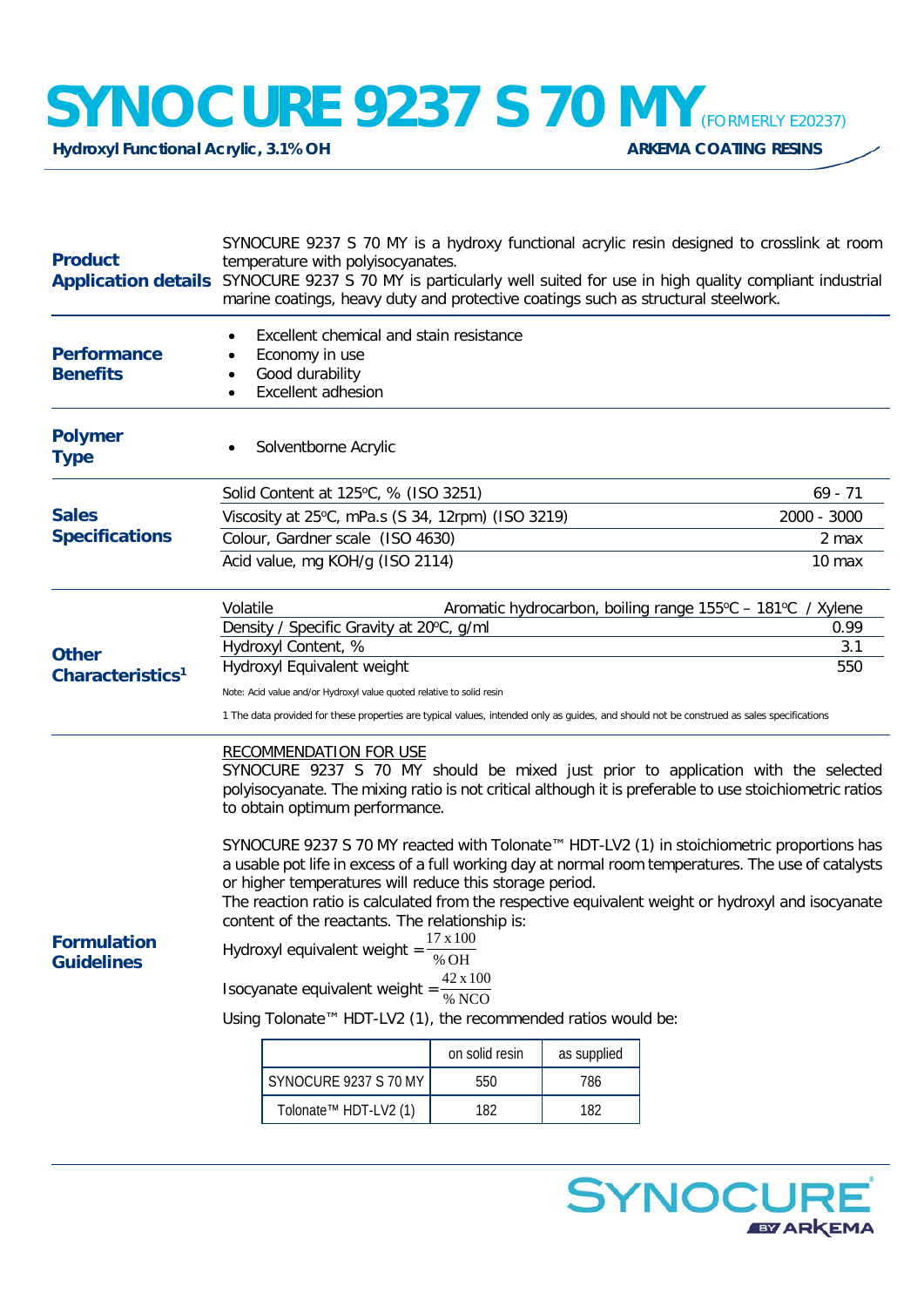# SYNOCURE 9237 S 70 MY (FORMERLY E20237)

**Hydroxyl Functional Acrylic, 3.1% OH** — **ARKEMA COATING RESINS**

## Product Application details

SYNOCURE 9237 S 70 MY is a hydroxy functional acrylic resin designed to crosslink at room temperature with polyisocyanates.
SYNOCURE 9237 S 70 MY is particularly well suited for use in high quality compliant industrial marine coatings, heavy duty and protective coatings such as structural steelwork.

## Performance Benefits

- Excellent chemical and stain resistance
- Economy in use
- Good durability
- Excellent adhesion

## Polymer Type

- Solventborne Acrylic

## Sales Specifications

| Property | Value |
|---|---|
| Solid Content at 125ºC, % (ISO 3251) | 69 - 71 |
| Viscosity at 25ºC, mPa.s (S 34, 12rpm) (ISO 3219) | 2000 - 3000 |
| Colour, Gardner scale (ISO 4630) | 2 max |
| Acid value, mg KOH/g (ISO 2114) | 10 max |

## Other Characteristics[1]

| Property | Value |
|---|---|
| Volatile | Aromatic hydrocarbon, boiling range 155ºC – 181ºC / Xylene |
| Density / Specific Gravity at 20ºC, g/ml | 0.99 |
| Hydroxyl Content, % | 3.1 |
| Hydroxyl Equivalent weight | 550 |

Note: Acid value and/or Hydroxyl value quoted relative to solid resin

1 The data provided for these properties are typical values, intended only as guides, and should not be construed as sales specifications

## Formulation Guidelines

RECOMMENDATION FOR USE

SYNOCURE 9237 S 70 MY should be mixed just prior to application with the selected polyisocyanate. The mixing ratio is not critical although it is preferable to use stoichiometric ratios to obtain optimum performance.

SYNOCURE 9237 S 70 MY reacted with Tolonate™ HDT-LV2 (1) in stoichiometric proportions has a usable pot life in excess of a full working day at normal room temperatures. The use of catalysts or higher temperatures will reduce this storage period.
The reaction ratio is calculated from the respective equivalent weight or hydroxyl and isocyanate content of the reactants. The relationship is:

Hydroxyl equivalent weight $= \frac{17 \times 100}{\% \text{OH}}$

Isocyanate equivalent weight $= \frac{42 \times 100}{\% \text{NCO}}$

Using Tolonate™ HDT-LV2 (1), the recommended ratios would be:

| | on solid resin | as supplied |
|---|---|---|
| SYNOCURE 9237 S 70 MY | 550 | 786 |
| Tolonate™ HDT-LV2 (1) | 182 | 182 |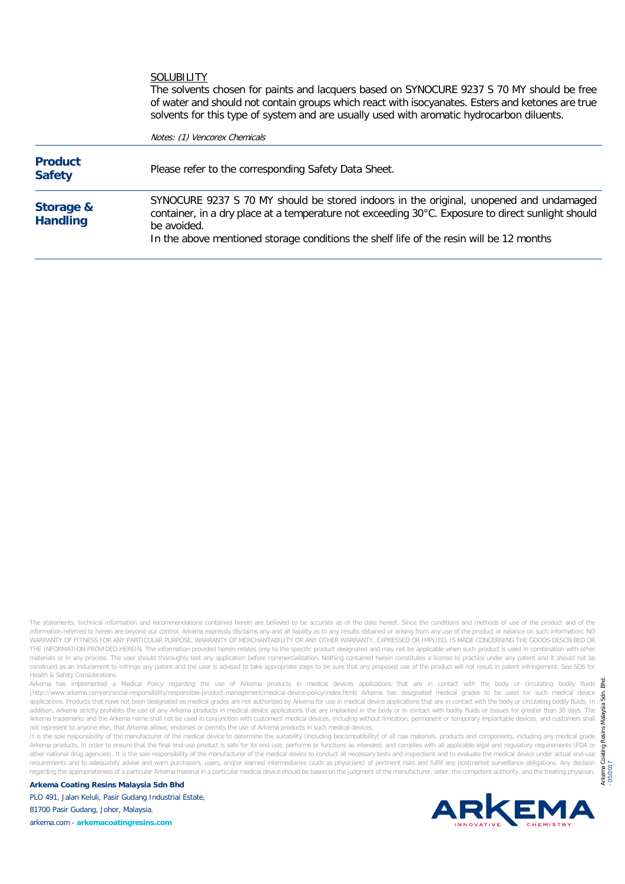SOLUBILITY

The solvents chosen for paints and lacquers based on SYNOCURE 9237 S 70 MY should be free of water and should not contain groups which react with isocyanates. Esters and ketones are true solvents for this type of system and are usually used with aromatic hydrocarbon diluents.

*Notes: (1) Vencorex Chemicals*

## Product Safety

Please refer to the corresponding Safety Data Sheet.

## Storage & Handling

SYNOCURE 9237 S 70 MY should be stored indoors in the original, unopened and undamaged container, in a dry place at a temperature not exceeding 30°C. Exposure to direct sunlight should be avoided.

In the above mentioned storage conditions the shelf life of the resin will be 12 months

The statements, technical information and recommendations contained herein are believed to be accurate as of the date hereof. Since the conditions and methods of use of the product and of the information referred to herein are beyond our control, Arkema expressly disclaims any and all liability as to any results obtained or arising from any use of the product or reliance on such information; NO WARRANTY OF FITNESS FOR ANY PARTICULAR PURPOSE, WARRANTY OF MERCHANTABILITY OR ANY OTHER WARRANTY, EXPRESSED OR IMPLIED, IS MADE CONCERNING THE GOODS DESCRIBED OR THE INFORMATION PROVIDED HEREIN. The information provided herein relates only to the specific product designated and may not be applicable when such product is used in combination with other materials or in any process. The user should thoroughly test any application before commercialization. Nothing contained herein constitutes a license to practice under any patent and it should not be construed as an inducement to infringe any patent and the user is advised to take appropriate steps to be sure that any proposed use of the product will not result in patent infringement. See SDS for Health & Safety Considerations.

Arkema has implemented a Medical Policy regarding the use of Arkema products in medical devices applications that are in contact with the body or circulating bodily fluids (http://www.arkema.com/en/social-responsibility/responsible-product-management/medical-device-policy/index.html) Arkema has designated medical grades to be used for such medical device applications. Products that have not been designated as medical grades are not authorized by Arkema for use in medical device applications that are in contact with the body or circulating bodily fluids. In addition, Arkema strictly prohibits the use of any Arkema products in medical device applications that are implanted in the body or in contact with bodily fluids or tissues for greater than 30 days. The Arkema trademarks and the Arkema name shall not be used in conjunction with customers' medical devices, including without limitation, permanent or temporary implantable devices, and customers shall not represent to anyone else, that Arkema allows, endorses or permits the use of Arkema products in such medical devices.

It is the sole responsibility of the manufacturer of the medical device to determine the suitability (including biocompatibility) of all raw materials, products and components, including any medical grade Arkema products, in order to ensure that the final end-use product is safe for its end use; performs or functions as intended; and complies with all applicable legal and regulatory requirements (FDA or other national drug agencies). It is the sole responsibility of the manufacturer of the medical device to conduct all necessary tests and inspections and to evaluate the medical device under actual end-use requirements and to adequately advise and warn purchasers, users, and/or learned intermediaries (such as physicians) of pertinent risks and fulfill any postmarket surveillance obligations. Any decision regarding the appropriateness of a particular Arkema material in a particular medical device should be based on the judgment of the manufacturer, seller, the competent authority, and the treating physician.

**Arkema Coating Resins Malaysia Sdn Bhd**

PLO 491, Jalan Keluli, Pasir Gudang Industrial Estate,

81700 Pasir Gudang, Johor, Malaysia.

arkema.com - **arkemacoatingresins.com**

Arkema Coating Resins Malaysia Sdn. Bhd. - 05/2017